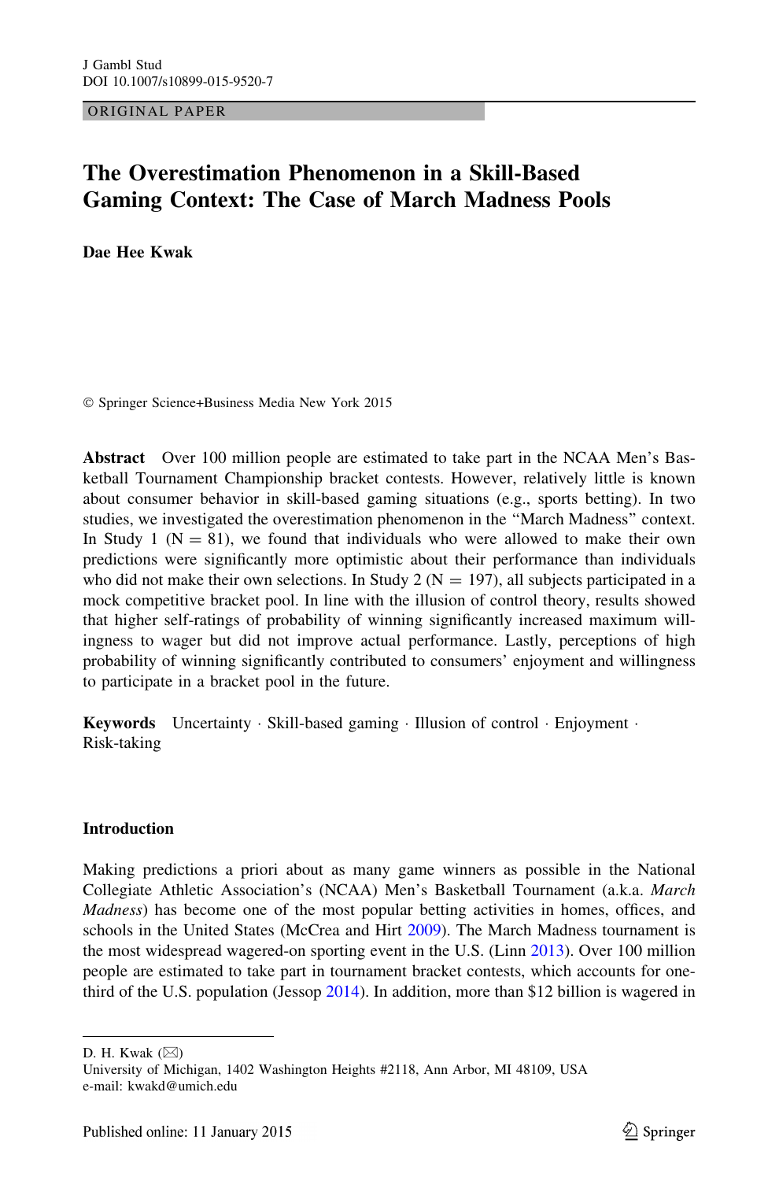J Gambl Stud
DOI 10.1007/s10899-015-9520-7

ORIGINAL PAPER

# The Overestimation Phenomenon in a Skill-Based Gaming Context: The Case of March Madness Pools

**Dae Hee Kwak**

© Springer Science+Business Media New York 2015

**Abstract** Over 100 million people are estimated to take part in the NCAA Men's Basketball Tournament Championship bracket contests. However, relatively little is known about consumer behavior in skill-based gaming situations (e.g., sports betting). In two studies, we investigated the overestimation phenomenon in the "March Madness" context. In Study 1 (N = 81), we found that individuals who were allowed to make their own predictions were significantly more optimistic about their performance than individuals who did not make their own selections. In Study 2 (N = 197), all subjects participated in a mock competitive bracket pool. In line with the illusion of control theory, results showed that higher self-ratings of probability of winning significantly increased maximum willingness to wager but did not improve actual performance. Lastly, perceptions of high probability of winning significantly contributed to consumers' enjoyment and willingness to participate in a bracket pool in the future.

**Keywords** Uncertainty · Skill-based gaming · Illusion of control · Enjoyment · Risk-taking

## Introduction

Making predictions a priori about as many game winners as possible in the National Collegiate Athletic Association's (NCAA) Men's Basketball Tournament (a.k.a. *March Madness*) has become one of the most popular betting activities in homes, offices, and schools in the United States (McCrea and Hirt 2009). The March Madness tournament is the most widespread wagered-on sporting event in the U.S. (Linn 2013). Over 100 million people are estimated to take part in tournament bracket contests, which accounts for one-third of the U.S. population (Jessop 2014). In addition, more than $12 billion is wagered in

---

D. H. Kwak (✉)
University of Michigan, 1402 Washington Heights #2118, Ann Arbor, MI 48109, USA
e-mail: kwakd@umich.edu

Published online: 11 January 2015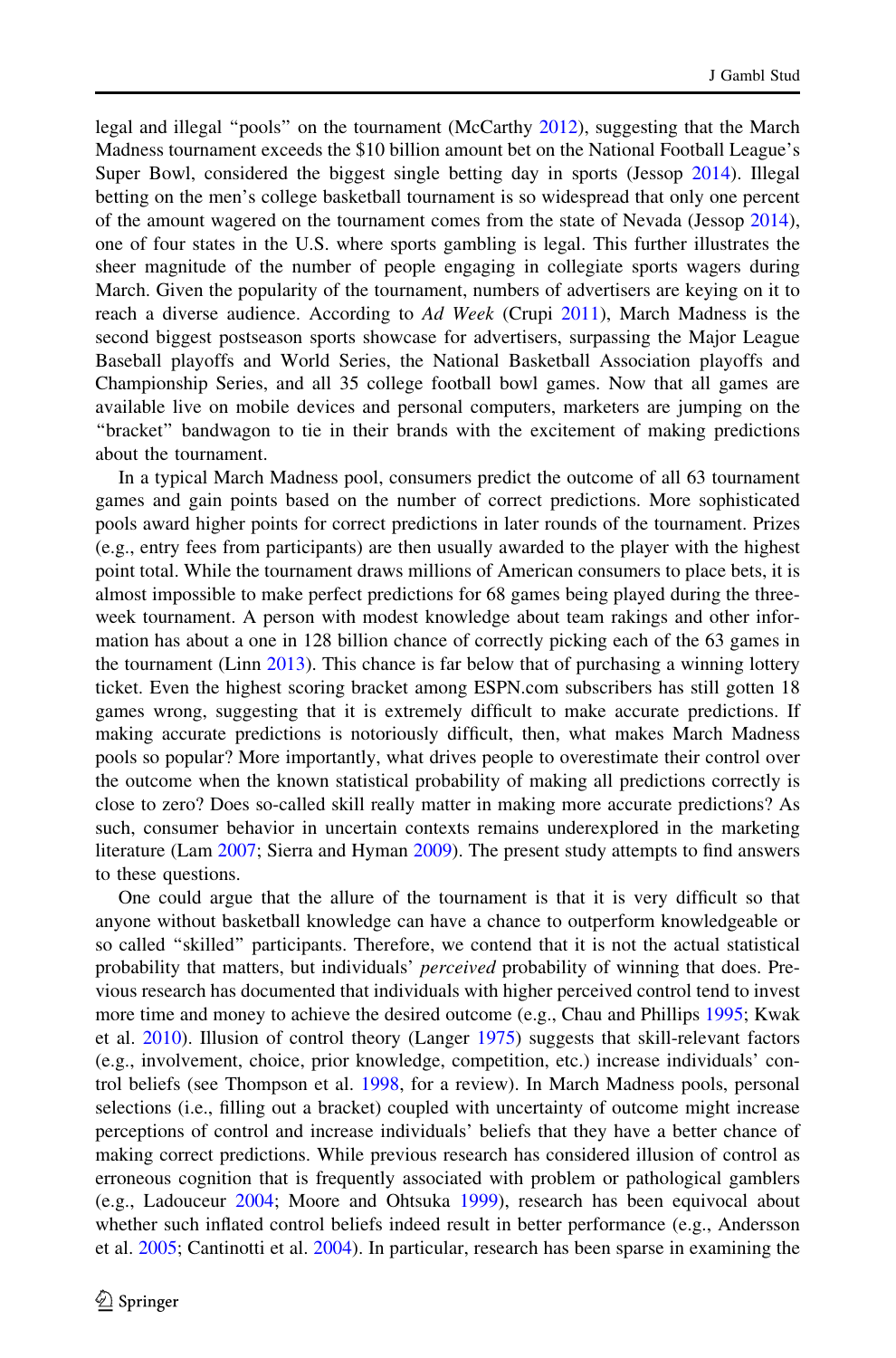legal and illegal "pools" on the tournament (McCarthy 2012), suggesting that the March Madness tournament exceeds the $10 billion amount bet on the National Football League's Super Bowl, considered the biggest single betting day in sports (Jessop 2014). Illegal betting on the men's college basketball tournament is so widespread that only one percent of the amount wagered on the tournament comes from the state of Nevada (Jessop 2014), one of four states in the U.S. where sports gambling is legal. This further illustrates the sheer magnitude of the number of people engaging in collegiate sports wagers during March. Given the popularity of the tournament, numbers of advertisers are keying on it to reach a diverse audience. According to *Ad Week* (Crupi 2011), March Madness is the second biggest postseason sports showcase for advertisers, surpassing the Major League Baseball playoffs and World Series, the National Basketball Association playoffs and Championship Series, and all 35 college football bowl games. Now that all games are available live on mobile devices and personal computers, marketers are jumping on the "bracket" bandwagon to tie in their brands with the excitement of making predictions about the tournament.

In a typical March Madness pool, consumers predict the outcome of all 63 tournament games and gain points based on the number of correct predictions. More sophisticated pools award higher points for correct predictions in later rounds of the tournament. Prizes (e.g., entry fees from participants) are then usually awarded to the player with the highest point total. While the tournament draws millions of American consumers to place bets, it is almost impossible to make perfect predictions for 68 games being played during the three-week tournament. A person with modest knowledge about team rakings and other information has about a one in 128 billion chance of correctly picking each of the 63 games in the tournament (Linn 2013). This chance is far below that of purchasing a winning lottery ticket. Even the highest scoring bracket among ESPN.com subscribers has still gotten 18 games wrong, suggesting that it is extremely difficult to make accurate predictions. If making accurate predictions is notoriously difficult, then, what makes March Madness pools so popular? More importantly, what drives people to overestimate their control over the outcome when the known statistical probability of making all predictions correctly is close to zero? Does so-called skill really matter in making more accurate predictions? As such, consumer behavior in uncertain contexts remains underexplored in the marketing literature (Lam 2007; Sierra and Hyman 2009). The present study attempts to find answers to these questions.

One could argue that the allure of the tournament is that it is very difficult so that anyone without basketball knowledge can have a chance to outperform knowledgeable or so called "skilled" participants. Therefore, we contend that it is not the actual statistical probability that matters, but individuals' *perceived* probability of winning that does. Previous research has documented that individuals with higher perceived control tend to invest more time and money to achieve the desired outcome (e.g., Chau and Phillips 1995; Kwak et al. 2010). Illusion of control theory (Langer 1975) suggests that skill-relevant factors (e.g., involvement, choice, prior knowledge, competition, etc.) increase individuals' control beliefs (see Thompson et al. 1998, for a review). In March Madness pools, personal selections (i.e., filling out a bracket) coupled with uncertainty of outcome might increase perceptions of control and increase individuals' beliefs that they have a better chance of making correct predictions. While previous research has considered illusion of control as erroneous cognition that is frequently associated with problem or pathological gamblers (e.g., Ladouceur 2004; Moore and Ohtsuka 1999), research has been equivocal about whether such inflated control beliefs indeed result in better performance (e.g., Andersson et al. 2005; Cantinotti et al. 2004). In particular, research has been sparse in examining the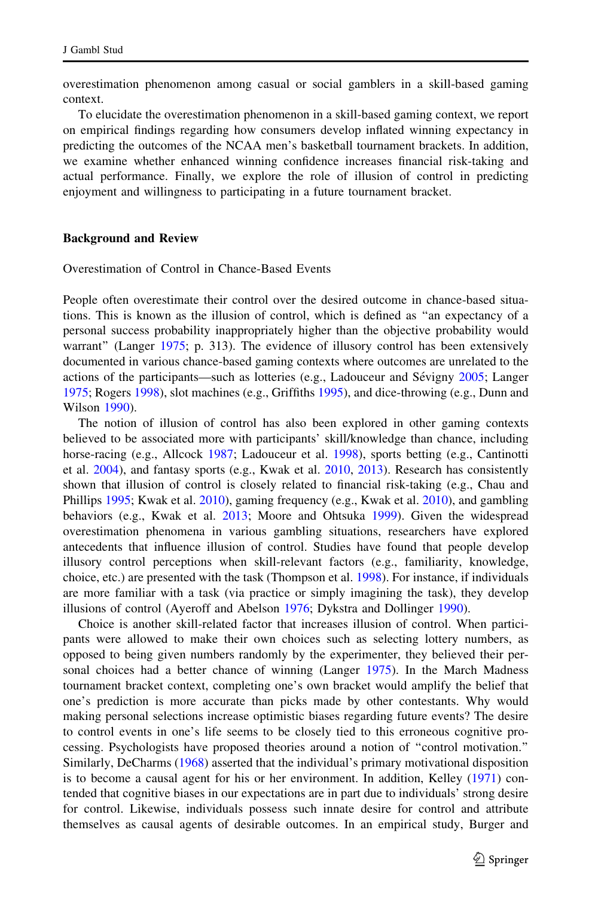overestimation phenomenon among casual or social gamblers in a skill-based gaming context.

To elucidate the overestimation phenomenon in a skill-based gaming context, we report on empirical findings regarding how consumers develop inflated winning expectancy in predicting the outcomes of the NCAA men's basketball tournament brackets. In addition, we examine whether enhanced winning confidence increases financial risk-taking and actual performance. Finally, we explore the role of illusion of control in predicting enjoyment and willingness to participating in a future tournament bracket.

## Background and Review

### Overestimation of Control in Chance-Based Events

People often overestimate their control over the desired outcome in chance-based situations. This is known as the illusion of control, which is defined as "an expectancy of a personal success probability inappropriately higher than the objective probability would warrant" (Langer 1975; p. 313). The evidence of illusory control has been extensively documented in various chance-based gaming contexts where outcomes are unrelated to the actions of the participants—such as lotteries (e.g., Ladouceur and Sévigny 2005; Langer 1975; Rogers 1998), slot machines (e.g., Griffiths 1995), and dice-throwing (e.g., Dunn and Wilson 1990).

The notion of illusion of control has also been explored in other gaming contexts believed to be associated more with participants' skill/knowledge than chance, including horse-racing (e.g., Allcock 1987; Ladouceur et al. 1998), sports betting (e.g., Cantinotti et al. 2004), and fantasy sports (e.g., Kwak et al. 2010, 2013). Research has consistently shown that illusion of control is closely related to financial risk-taking (e.g., Chau and Phillips 1995; Kwak et al. 2010), gaming frequency (e.g., Kwak et al. 2010), and gambling behaviors (e.g., Kwak et al. 2013; Moore and Ohtsuka 1999). Given the widespread overestimation phenomena in various gambling situations, researchers have explored antecedents that influence illusion of control. Studies have found that people develop illusory control perceptions when skill-relevant factors (e.g., familiarity, knowledge, choice, etc.) are presented with the task (Thompson et al. 1998). For instance, if individuals are more familiar with a task (via practice or simply imagining the task), they develop illusions of control (Ayeroff and Abelson 1976; Dykstra and Dollinger 1990).

Choice is another skill-related factor that increases illusion of control. When participants were allowed to make their own choices such as selecting lottery numbers, as opposed to being given numbers randomly by the experimenter, they believed their personal choices had a better chance of winning (Langer 1975). In the March Madness tournament bracket context, completing one's own bracket would amplify the belief that one's prediction is more accurate than picks made by other contestants. Why would making personal selections increase optimistic biases regarding future events? The desire to control events in one's life seems to be closely tied to this erroneous cognitive processing. Psychologists have proposed theories around a notion of "control motivation." Similarly, DeCharms (1968) asserted that the individual's primary motivational disposition is to become a causal agent for his or her environment. In addition, Kelley (1971) contended that cognitive biases in our expectations are in part due to individuals' strong desire for control. Likewise, individuals possess such innate desire for control and attribute themselves as causal agents of desirable outcomes. In an empirical study, Burger and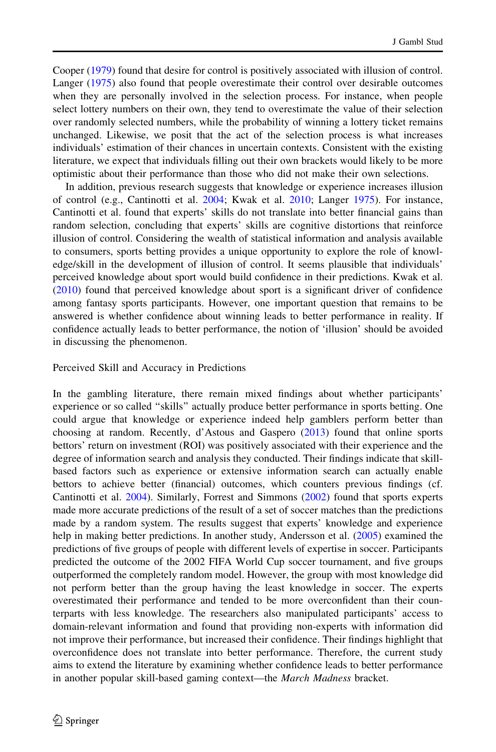Cooper (1979) found that desire for control is positively associated with illusion of control. Langer (1975) also found that people overestimate their control over desirable outcomes when they are personally involved in the selection process. For instance, when people select lottery numbers on their own, they tend to overestimate the value of their selection over randomly selected numbers, while the probability of winning a lottery ticket remains unchanged. Likewise, we posit that the act of the selection process is what increases individuals' estimation of their chances in uncertain contexts. Consistent with the existing literature, we expect that individuals filling out their own brackets would likely to be more optimistic about their performance than those who did not make their own selections.

In addition, previous research suggests that knowledge or experience increases illusion of control (e.g., Cantinotti et al. 2004; Kwak et al. 2010; Langer 1975). For instance, Cantinotti et al. found that experts' skills do not translate into better financial gains than random selection, concluding that experts' skills are cognitive distortions that reinforce illusion of control. Considering the wealth of statistical information and analysis available to consumers, sports betting provides a unique opportunity to explore the role of knowledge/skill in the development of illusion of control. It seems plausible that individuals' perceived knowledge about sport would build confidence in their predictions. Kwak et al. (2010) found that perceived knowledge about sport is a significant driver of confidence among fantasy sports participants. However, one important question that remains to be answered is whether confidence about winning leads to better performance in reality. If confidence actually leads to better performance, the notion of 'illusion' should be avoided in discussing the phenomenon.

### Perceived Skill and Accuracy in Predictions

In the gambling literature, there remain mixed findings about whether participants' experience or so called "skills" actually produce better performance in sports betting. One could argue that knowledge or experience indeed help gamblers perform better than choosing at random. Recently, d'Astous and Gaspero (2013) found that online sports bettors' return on investment (ROI) was positively associated with their experience and the degree of information search and analysis they conducted. Their findings indicate that skill-based factors such as experience or extensive information search can actually enable bettors to achieve better (financial) outcomes, which counters previous findings (cf. Cantinotti et al. 2004). Similarly, Forrest and Simmons (2002) found that sports experts made more accurate predictions of the result of a set of soccer matches than the predictions made by a random system. The results suggest that experts' knowledge and experience help in making better predictions. In another study, Andersson et al. (2005) examined the predictions of five groups of people with different levels of expertise in soccer. Participants predicted the outcome of the 2002 FIFA World Cup soccer tournament, and five groups outperformed the completely random model. However, the group with most knowledge did not perform better than the group having the least knowledge in soccer. The experts overestimated their performance and tended to be more overconfident than their counterparts with less knowledge. The researchers also manipulated participants' access to domain-relevant information and found that providing non-experts with information did not improve their performance, but increased their confidence. Their findings highlight that overconfidence does not translate into better performance. Therefore, the current study aims to extend the literature by examining whether confidence leads to better performance in another popular skill-based gaming context—the *March Madness* bracket.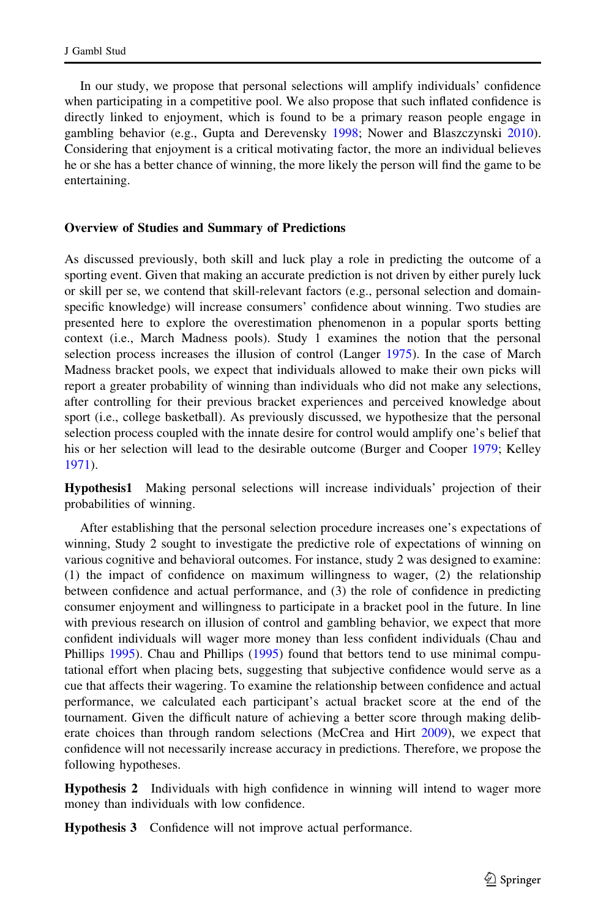In our study, we propose that personal selections will amplify individuals' confidence when participating in a competitive pool. We also propose that such inflated confidence is directly linked to enjoyment, which is found to be a primary reason people engage in gambling behavior (e.g., Gupta and Derevensky 1998; Nower and Blaszczynski 2010). Considering that enjoyment is a critical motivating factor, the more an individual believes he or she has a better chance of winning, the more likely the person will find the game to be entertaining.

## Overview of Studies and Summary of Predictions

As discussed previously, both skill and luck play a role in predicting the outcome of a sporting event. Given that making an accurate prediction is not driven by either purely luck or skill per se, we contend that skill-relevant factors (e.g., personal selection and domain-specific knowledge) will increase consumers' confidence about winning. Two studies are presented here to explore the overestimation phenomenon in a popular sports betting context (i.e., March Madness pools). Study 1 examines the notion that the personal selection process increases the illusion of control (Langer 1975). In the case of March Madness bracket pools, we expect that individuals allowed to make their own picks will report a greater probability of winning than individuals who did not make any selections, after controlling for their previous bracket experiences and perceived knowledge about sport (i.e., college basketball). As previously discussed, we hypothesize that the personal selection process coupled with the innate desire for control would amplify one's belief that his or her selection will lead to the desirable outcome (Burger and Cooper 1979; Kelley 1971).

**Hypothesis1** Making personal selections will increase individuals' projection of their probabilities of winning.

After establishing that the personal selection procedure increases one's expectations of winning, Study 2 sought to investigate the predictive role of expectations of winning on various cognitive and behavioral outcomes. For instance, study 2 was designed to examine: (1) the impact of confidence on maximum willingness to wager, (2) the relationship between confidence and actual performance, and (3) the role of confidence in predicting consumer enjoyment and willingness to participate in a bracket pool in the future. In line with previous research on illusion of control and gambling behavior, we expect that more confident individuals will wager more money than less confident individuals (Chau and Phillips 1995). Chau and Phillips (1995) found that bettors tend to use minimal computational effort when placing bets, suggesting that subjective confidence would serve as a cue that affects their wagering. To examine the relationship between confidence and actual performance, we calculated each participant's actual bracket score at the end of the tournament. Given the difficult nature of achieving a better score through making deliberate choices than through random selections (McCrea and Hirt 2009), we expect that confidence will not necessarily increase accuracy in predictions. Therefore, we propose the following hypotheses.

**Hypothesis 2** Individuals with high confidence in winning will intend to wager more money than individuals with low confidence.

**Hypothesis 3** Confidence will not improve actual performance.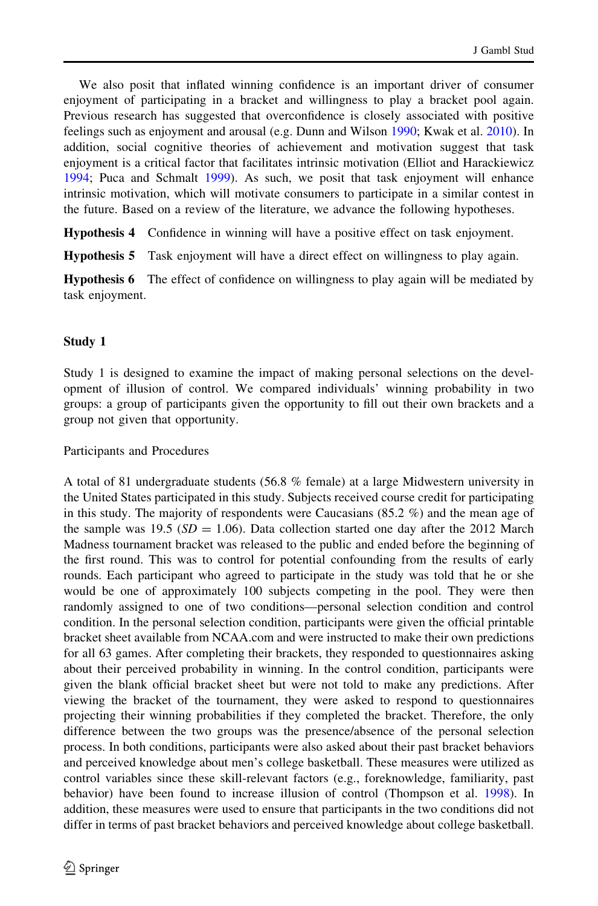We also posit that inflated winning confidence is an important driver of consumer enjoyment of participating in a bracket and willingness to play a bracket pool again. Previous research has suggested that overconfidence is closely associated with positive feelings such as enjoyment and arousal (e.g. Dunn and Wilson 1990; Kwak et al. 2010). In addition, social cognitive theories of achievement and motivation suggest that task enjoyment is a critical factor that facilitates intrinsic motivation (Elliot and Harackiewicz 1994; Puca and Schmalt 1999). As such, we posit that task enjoyment will enhance intrinsic motivation, which will motivate consumers to participate in a similar contest in the future. Based on a review of the literature, we advance the following hypotheses.

**Hypothesis 4** Confidence in winning will have a positive effect on task enjoyment.

**Hypothesis 5** Task enjoyment will have a direct effect on willingness to play again.

**Hypothesis 6** The effect of confidence on willingness to play again will be mediated by task enjoyment.

## Study 1

Study 1 is designed to examine the impact of making personal selections on the development of illusion of control. We compared individuals' winning probability in two groups: a group of participants given the opportunity to fill out their own brackets and a group not given that opportunity.

### Participants and Procedures

A total of 81 undergraduate students (56.8 % female) at a large Midwestern university in the United States participated in this study. Subjects received course credit for participating in this study. The majority of respondents were Caucasians (85.2 %) and the mean age of the sample was 19.5 (*SD* = 1.06). Data collection started one day after the 2012 March Madness tournament bracket was released to the public and ended before the beginning of the first round. This was to control for potential confounding from the results of early rounds. Each participant who agreed to participate in the study was told that he or she would be one of approximately 100 subjects competing in the pool. They were then randomly assigned to one of two conditions—personal selection condition and control condition. In the personal selection condition, participants were given the official printable bracket sheet available from NCAA.com and were instructed to make their own predictions for all 63 games. After completing their brackets, they responded to questionnaires asking about their perceived probability in winning. In the control condition, participants were given the blank official bracket sheet but were not told to make any predictions. After viewing the bracket of the tournament, they were asked to respond to questionnaires projecting their winning probabilities if they completed the bracket. Therefore, the only difference between the two groups was the presence/absence of the personal selection process. In both conditions, participants were also asked about their past bracket behaviors and perceived knowledge about men's college basketball. These measures were utilized as control variables since these skill-relevant factors (e.g., foreknowledge, familiarity, past behavior) have been found to increase illusion of control (Thompson et al. 1998). In addition, these measures were used to ensure that participants in the two conditions did not differ in terms of past bracket behaviors and perceived knowledge about college basketball.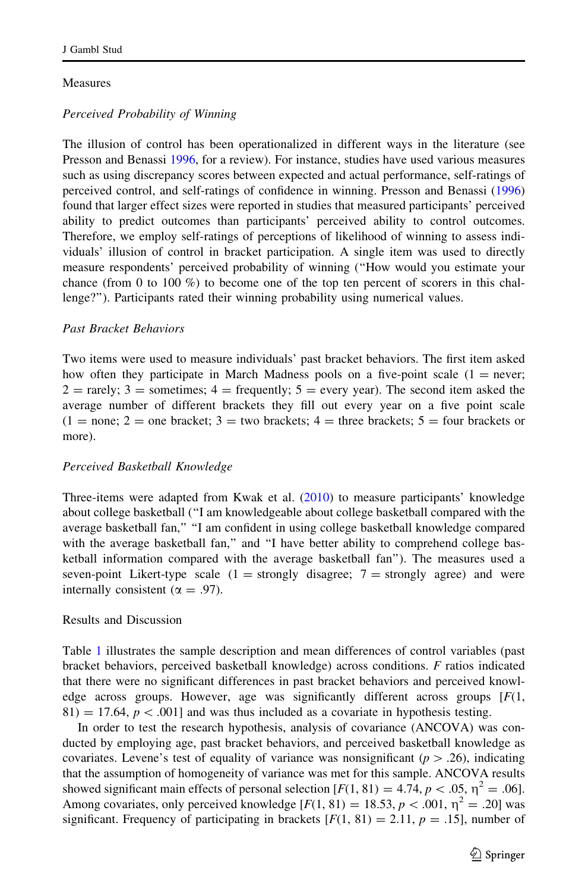### Measures

#### *Perceived Probability of Winning*

The illusion of control has been operationalized in different ways in the literature (see Presson and Benassi 1996, for a review). For instance, studies have used various measures such as using discrepancy scores between expected and actual performance, self-ratings of perceived control, and self-ratings of confidence in winning. Presson and Benassi (1996) found that larger effect sizes were reported in studies that measured participants' perceived ability to predict outcomes than participants' perceived ability to control outcomes. Therefore, we employ self-ratings of perceptions of likelihood of winning to assess individuals' illusion of control in bracket participation. A single item was used to directly measure respondents' perceived probability of winning ("How would you estimate your chance (from 0 to 100 %) to become one of the top ten percent of scorers in this challenge?"). Participants rated their winning probability using numerical values.

#### *Past Bracket Behaviors*

Two items were used to measure individuals' past bracket behaviors. The first item asked how often they participate in March Madness pools on a five-point scale (1 = never; 2 = rarely; 3 = sometimes; 4 = frequently; 5 = every year). The second item asked the average number of different brackets they fill out every year on a five point scale (1 = none; 2 = one bracket; 3 = two brackets; 4 = three brackets; 5 = four brackets or more).

#### *Perceived Basketball Knowledge*

Three-items were adapted from Kwak et al. (2010) to measure participants' knowledge about college basketball ("I am knowledgeable about college basketball compared with the average basketball fan," "I am confident in using college basketball knowledge compared with the average basketball fan," and "I have better ability to comprehend college basketball information compared with the average basketball fan"). The measures used a seven-point Likert-type scale (1 = strongly disagree; 7 = strongly agree) and were internally consistent ($\alpha = .97$).

### Results and Discussion

Table 1 illustrates the sample description and mean differences of control variables (past bracket behaviors, perceived basketball knowledge) across conditions. *F* ratios indicated that there were no significant differences in past bracket behaviors and perceived knowledge across groups. However, age was significantly different across groups [$F(1, 81) = 17.64$, $p < .001$] and was thus included as a covariate in hypothesis testing.

In order to test the research hypothesis, analysis of covariance (ANCOVA) was conducted by employing age, past bracket behaviors, and perceived basketball knowledge as covariates. Levene's test of equality of variance was nonsignificant ($p > .26$), indicating that the assumption of homogeneity of variance was met for this sample. ANCOVA results showed significant main effects of personal selection [$F(1, 81) = 4.74$, $p < .05$, $\eta^2 = .06$]. Among covariates, only perceived knowledge [$F(1, 81) = 18.53$, $p < .001$, $\eta^2 = .20$] was significant. Frequency of participating in brackets [$F(1, 81) = 2.11$, $p = .15$], number of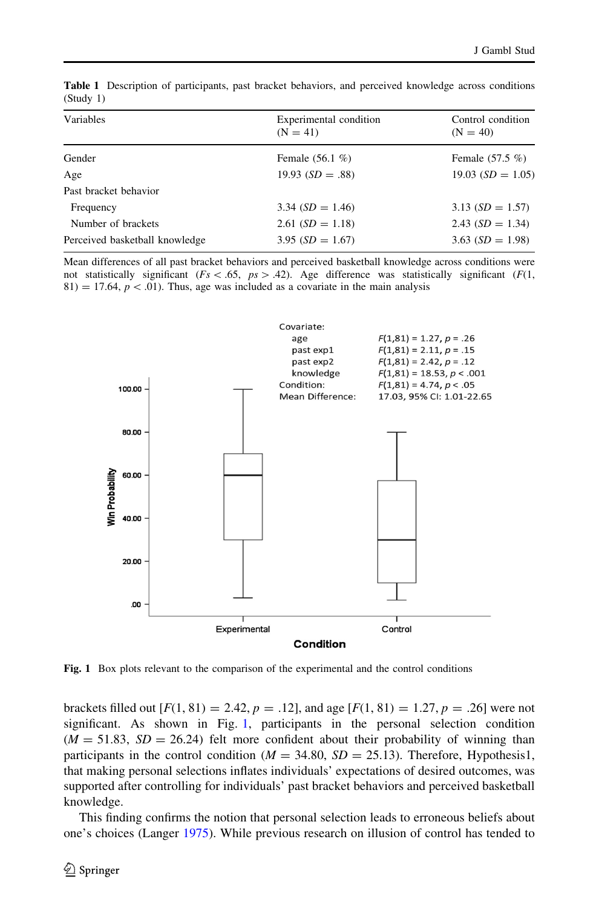**Table 1** Description of participants, past bracket behaviors, and perceived knowledge across conditions (Study 1)

| Variables | Experimental condition (N = 41) | Control condition (N = 40) |
|---|---|---|
| Gender | Female (56.1 %) | Female (57.5 %) |
| Age | 19.93 (*SD* = .88) | 19.03 (*SD* = 1.05) |
| Past bracket behavior | | |
| Frequency | 3.34 (*SD* = 1.46) | 3.13 (*SD* = 1.57) |
| Number of brackets | 2.61 (*SD* = 1.18) | 2.43 (*SD* = 1.34) |
| Perceived basketball knowledge | 3.95 (*SD* = 1.67) | 3.63 (*SD* = 1.98) |

Mean differences of all past bracket behaviors and perceived basketball knowledge across conditions were not statistically significant ($Fs < .65$, $ps > .42$). Age difference was statistically significant ($F(1, 81) = 17.64$, $p < .01$). Thus, age was included as a covariate in the main analysis

**Fig. 1** Box plots relevant to the comparison of the experimental and the control conditions

brackets filled out [$F(1, 81) = 2.42$, $p = .12$], and age [$F(1, 81) = 1.27$, $p = .26$] were not significant. As shown in Fig. 1, participants in the personal selection condition ($M = 51.83$, $SD = 26.24$) felt more confident about their probability of winning than participants in the control condition ($M = 34.80$, $SD = 25.13$). Therefore, Hypothesis1, that making personal selections inflates individuals' expectations of desired outcomes, was supported after controlling for individuals' past bracket behaviors and perceived basketball knowledge.

This finding confirms the notion that personal selection leads to erroneous beliefs about one's choices (Langer 1975). While previous research on illusion of control has tended to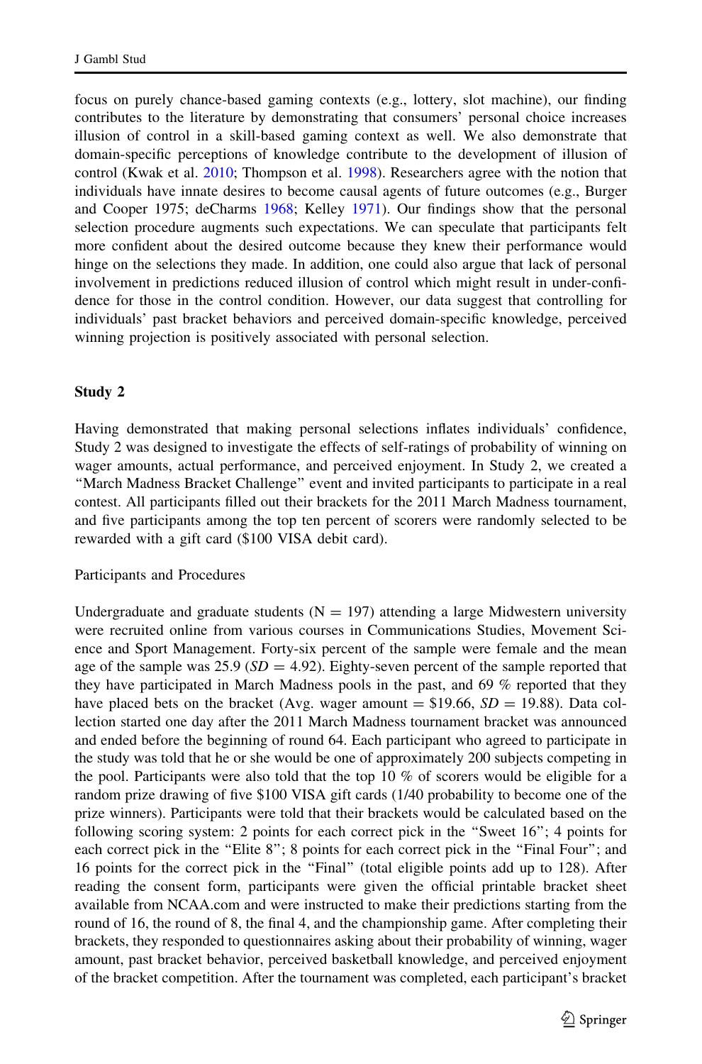focus on purely chance-based gaming contexts (e.g., lottery, slot machine), our finding contributes to the literature by demonstrating that consumers' personal choice increases illusion of control in a skill-based gaming context as well. We also demonstrate that domain-specific perceptions of knowledge contribute to the development of illusion of control (Kwak et al. 2010; Thompson et al. 1998). Researchers agree with the notion that individuals have innate desires to become causal agents of future outcomes (e.g., Burger and Cooper 1975; deCharms 1968; Kelley 1971). Our findings show that the personal selection procedure augments such expectations. We can speculate that participants felt more confident about the desired outcome because they knew their performance would hinge on the selections they made. In addition, one could also argue that lack of personal involvement in predictions reduced illusion of control which might result in under-confidence for those in the control condition. However, our data suggest that controlling for individuals' past bracket behaviors and perceived domain-specific knowledge, perceived winning projection is positively associated with personal selection.

## Study 2

Having demonstrated that making personal selections inflates individuals' confidence, Study 2 was designed to investigate the effects of self-ratings of probability of winning on wager amounts, actual performance, and perceived enjoyment. In Study 2, we created a "March Madness Bracket Challenge" event and invited participants to participate in a real contest. All participants filled out their brackets for the 2011 March Madness tournament, and five participants among the top ten percent of scorers were randomly selected to be rewarded with a gift card ($100 VISA debit card).

### Participants and Procedures

Undergraduate and graduate students (N = 197) attending a large Midwestern university were recruited online from various courses in Communications Studies, Movement Science and Sport Management. Forty-six percent of the sample were female and the mean age of the sample was 25.9 (*SD* = 4.92). Eighty-seven percent of the sample reported that they have participated in March Madness pools in the past, and 69 % reported that they have placed bets on the bracket (Avg. wager amount = $19.66, *SD* = 19.88). Data collection started one day after the 2011 March Madness tournament bracket was announced and ended before the beginning of round 64. Each participant who agreed to participate in the study was told that he or she would be one of approximately 200 subjects competing in the pool. Participants were also told that the top 10 % of scorers would be eligible for a random prize drawing of five $100 VISA gift cards (1/40 probability to become one of the prize winners). Participants were told that their brackets would be calculated based on the following scoring system: 2 points for each correct pick in the "Sweet 16"; 4 points for each correct pick in the "Elite 8"; 8 points for each correct pick in the "Final Four"; and 16 points for the correct pick in the "Final" (total eligible points add up to 128). After reading the consent form, participants were given the official printable bracket sheet available from NCAA.com and were instructed to make their predictions starting from the round of 16, the round of 8, the final 4, and the championship game. After completing their brackets, they responded to questionnaires asking about their probability of winning, wager amount, past bracket behavior, perceived basketball knowledge, and perceived enjoyment of the bracket competition. After the tournament was completed, each participant's bracket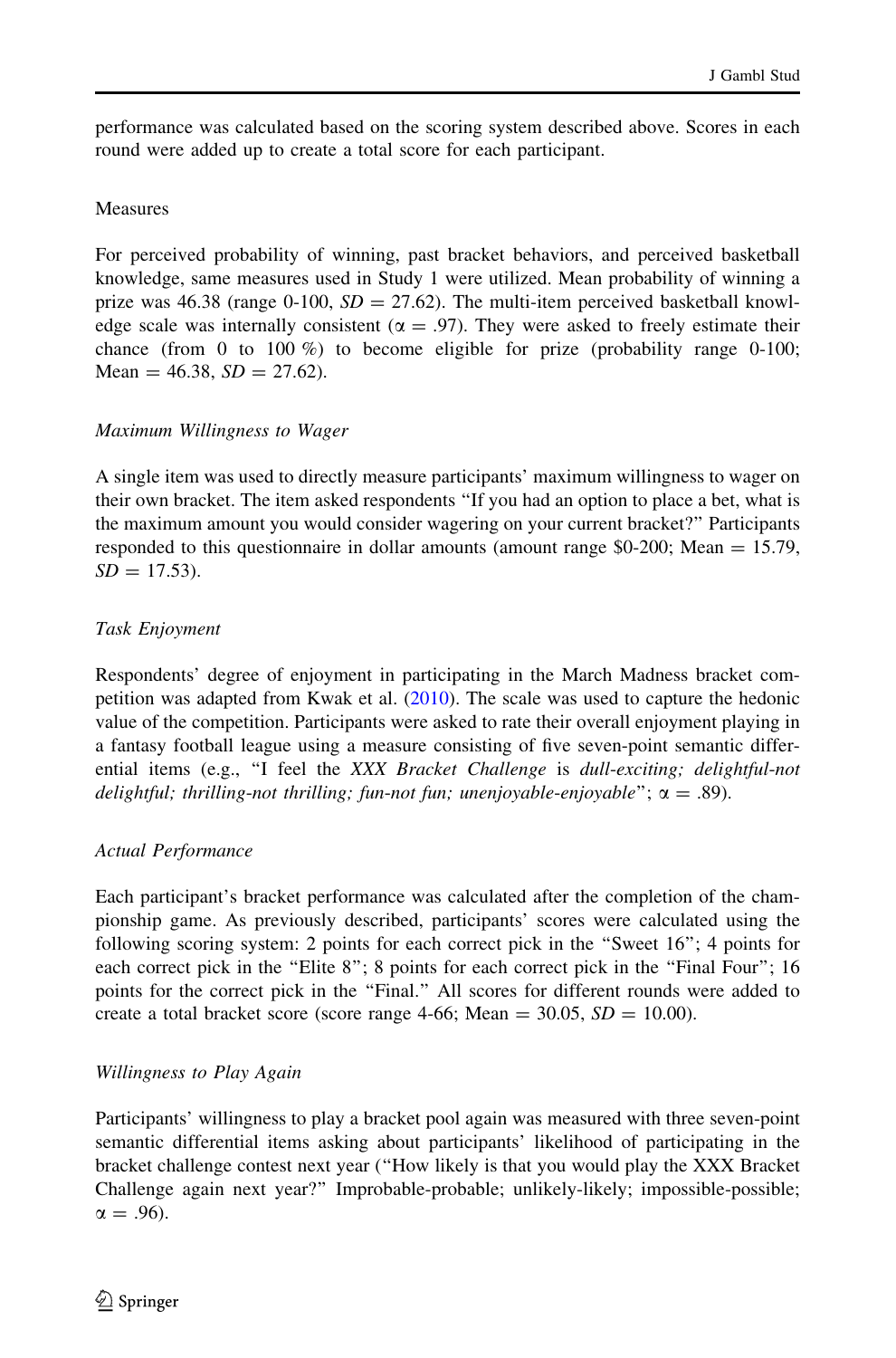performance was calculated based on the scoring system described above. Scores in each round were added up to create a total score for each participant.

## Measures

For perceived probability of winning, past bracket behaviors, and perceived basketball knowledge, same measures used in Study 1 were utilized. Mean probability of winning a prize was 46.38 (range 0-100, $SD = 27.62$). The multi-item perceived basketball knowledge scale was internally consistent ($\alpha = .97$). They were asked to freely estimate their chance (from 0 to 100 %) to become eligible for prize (probability range 0-100; Mean = 46.38, $SD = 27.62$).

### *Maximum Willingness to Wager*

A single item was used to directly measure participants' maximum willingness to wager on their own bracket. The item asked respondents "If you had an option to place a bet, what is the maximum amount you would consider wagering on your current bracket?" Participants responded to this questionnaire in dollar amounts (amount range $0-200; Mean = 15.79, $SD = 17.53$).

### *Task Enjoyment*

Respondents' degree of enjoyment in participating in the March Madness bracket competition was adapted from Kwak et al. (2010). The scale was used to capture the hedonic value of the competition. Participants were asked to rate their overall enjoyment playing in a fantasy football league using a measure consisting of five seven-point semantic differential items (e.g., "I feel the *XXX Bracket Challenge* is *dull-exciting; delightful-not delightful; thrilling-not thrilling; fun-not fun; unenjoyable-enjoyable*"; $\alpha = .89$).

### *Actual Performance*

Each participant's bracket performance was calculated after the completion of the championship game. As previously described, participants' scores were calculated using the following scoring system: 2 points for each correct pick in the "Sweet 16"; 4 points for each correct pick in the "Elite 8"; 8 points for each correct pick in the "Final Four"; 16 points for the correct pick in the "Final." All scores for different rounds were added to create a total bracket score (score range 4-66; Mean = 30.05, $SD = 10.00$).

### *Willingness to Play Again*

Participants' willingness to play a bracket pool again was measured with three seven-point semantic differential items asking about participants' likelihood of participating in the bracket challenge contest next year ("How likely is that you would play the XXX Bracket Challenge again next year?" Improbable-probable; unlikely-likely; impossible-possible; $\alpha = .96$).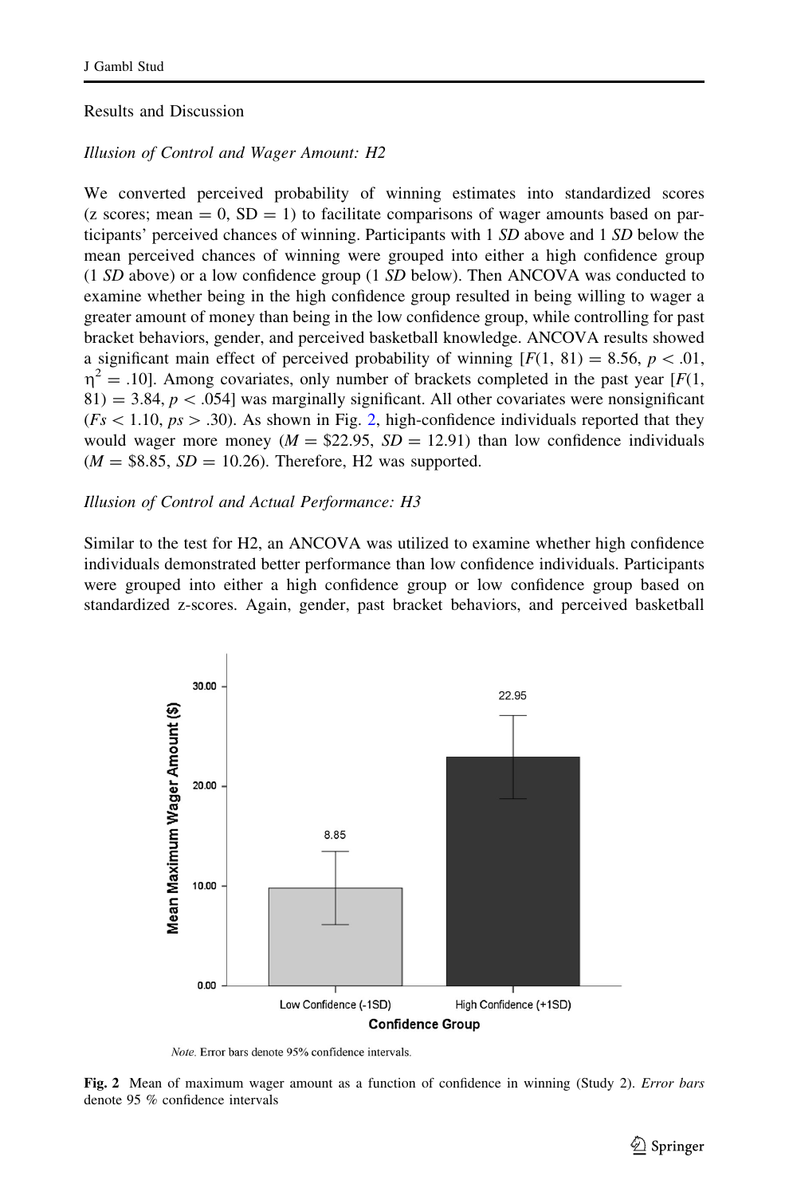## Results and Discussion

### *Illusion of Control and Wager Amount: H2*

We converted perceived probability of winning estimates into standardized scores (z scores; mean = 0, SD = 1) to facilitate comparisons of wager amounts based on participants' perceived chances of winning. Participants with 1 *SD* above and 1 *SD* below the mean perceived chances of winning were grouped into either a high confidence group (1 *SD* above) or a low confidence group (1 *SD* below). Then ANCOVA was conducted to examine whether being in the high confidence group resulted in being willing to wager a greater amount of money than being in the low confidence group, while controlling for past bracket behaviors, gender, and perceived basketball knowledge. ANCOVA results showed a significant main effect of perceived probability of winning [$F(1, 81) = 8.56$, $p < .01$, $\eta^2 = .10$]. Among covariates, only number of brackets completed in the past year [$F(1, 81) = 3.84$, $p < .054$] was marginally significant. All other covariates were nonsignificant ($Fs < 1.10$, $ps > .30$). As shown in Fig. 2, high-confidence individuals reported that they would wager more money ($M = \$22.95$, $SD = 12.91$) than low confidence individuals ($M = \$8.85$, $SD = 10.26$). Therefore, H2 was supported.

### *Illusion of Control and Actual Performance: H3*

Similar to the test for H2, an ANCOVA was utilized to examine whether high confidence individuals demonstrated better performance than low confidence individuals. Participants were grouped into either a high confidence group or low confidence group based on standardized z-scores. Again, gender, past bracket behaviors, and perceived basketball

*Note.* Error bars denote 95% confidence intervals.

**Fig. 2** Mean of maximum wager amount as a function of confidence in winning (Study 2). *Error bars* denote 95 % confidence intervals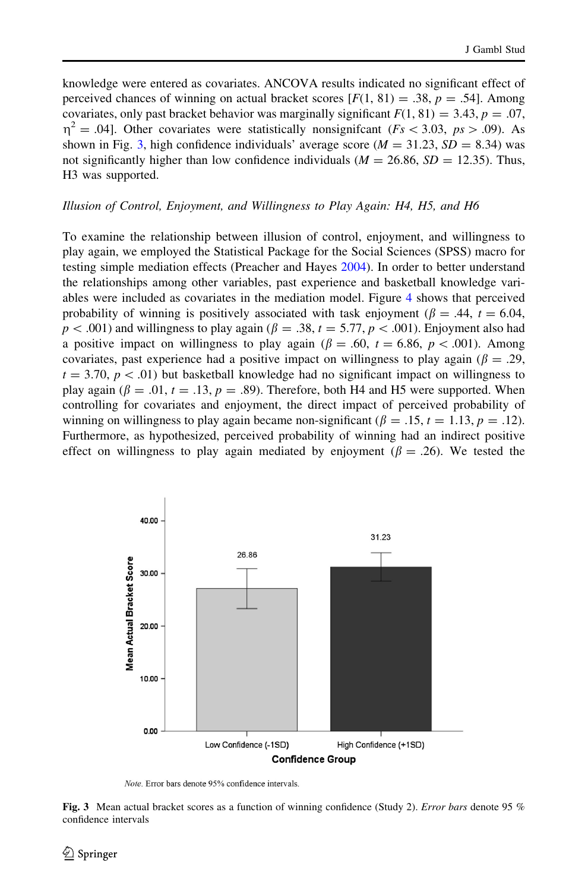knowledge were entered as covariates. ANCOVA results indicated no significant effect of perceived chances of winning on actual bracket scores [$F(1, 81) = .38$, $p = .54$]. Among covariates, only past bracket behavior was marginally significant $F(1, 81) = 3.43$, $p = .07$, $\eta^2 = .04$]. Other covariates were statistically nonsignificant ($Fs < 3.03$, $ps > .09$). As shown in Fig. 3, high confidence individuals' average score ($M = 31.23$, $SD = 8.34$) was not significantly higher than low confidence individuals ($M = 26.86$, $SD = 12.35$). Thus, H3 was supported.

### *Illusion of Control, Enjoyment, and Willingness to Play Again: H4, H5, and H6*

To examine the relationship between illusion of control, enjoyment, and willingness to play again, we employed the Statistical Package for the Social Sciences (SPSS) macro for testing simple mediation effects (Preacher and Hayes 2004). In order to better understand the relationships among other variables, past experience and basketball knowledge variables were included as covariates in the mediation model. Figure 4 shows that perceived probability of winning is positively associated with task enjoyment ($\beta = .44$, $t = 6.04$, $p < .001$) and willingness to play again ($\beta = .38$, $t = 5.77$, $p < .001$). Enjoyment also had a positive impact on willingness to play again ($\beta = .60$, $t = 6.86$, $p < .001$). Among covariates, past experience had a positive impact on willingness to play again ($\beta = .29$, $t = 3.70$, $p < .01$) but basketball knowledge had no significant impact on willingness to play again ($\beta = .01$, $t = .13$, $p = .89$). Therefore, both H4 and H5 were supported. When controlling for covariates and enjoyment, the direct impact of perceived probability of winning on willingness to play again became non-significant ($\beta = .15$, $t = 1.13$, $p = .12$). Furthermore, as hypothesized, perceived probability of winning had an indirect positive effect on willingness to play again mediated by enjoyment ($\beta = .26$). We tested the

*Note*. Error bars denote 95% confidence intervals.

**Fig. 3** Mean actual bracket scores as a function of winning confidence (Study 2). *Error bars* denote 95 % confidence intervals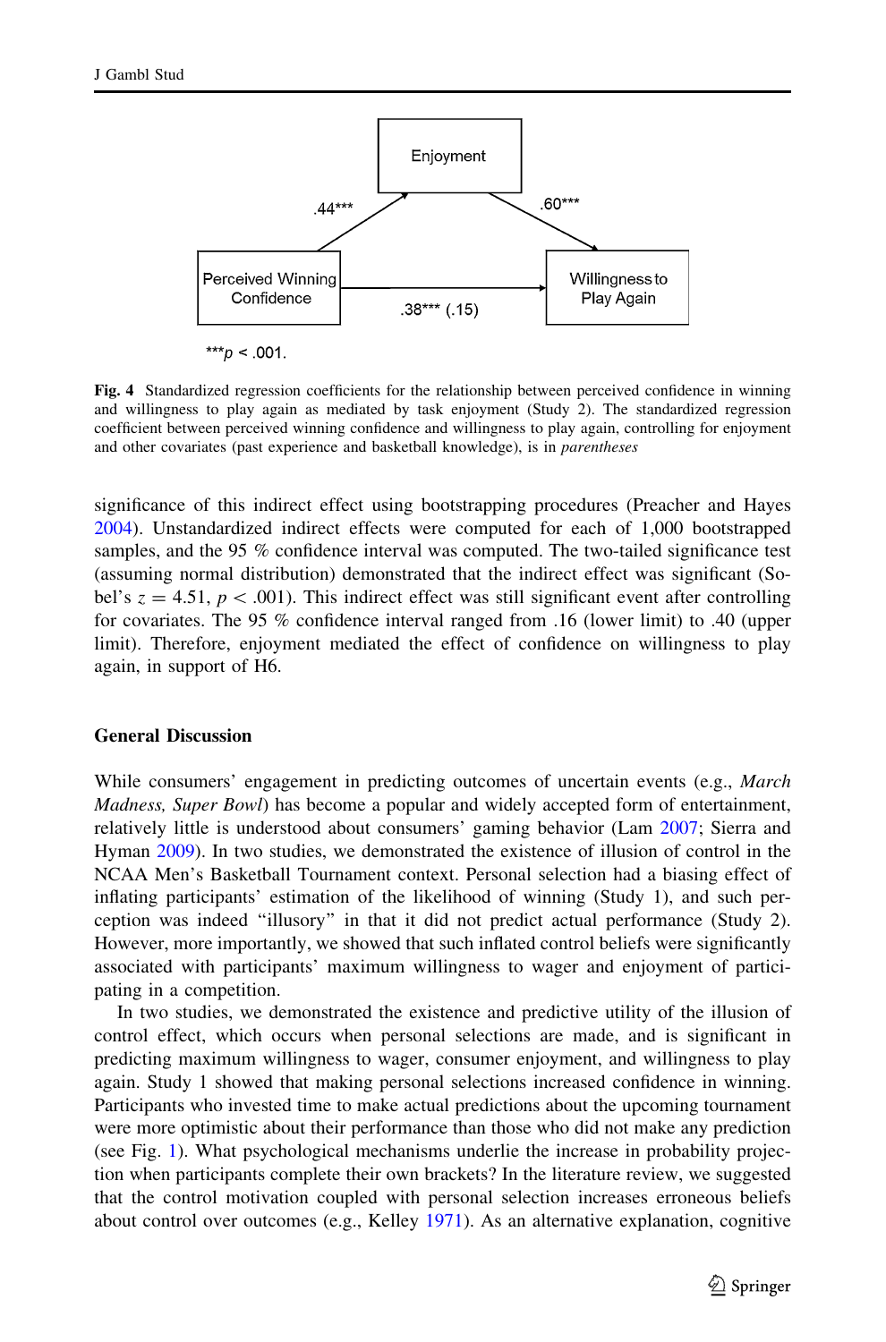Enjoyment

.44***

.60***

Perceived Winning Confidence

Willingness to Play Again

.38*** (.15)

***$p < .001$.

**Fig. 4** Standardized regression coefficients for the relationship between perceived confidence in winning and willingness to play again as mediated by task enjoyment (Study 2). The standardized regression coefficient between perceived winning confidence and willingness to play again, controlling for enjoyment and other covariates (past experience and basketball knowledge), is in *parentheses*

significance of this indirect effect using bootstrapping procedures (Preacher and Hayes 2004). Unstandardized indirect effects were computed for each of 1,000 bootstrapped samples, and the 95 % confidence interval was computed. The two-tailed significance test (assuming normal distribution) demonstrated that the indirect effect was significant (Sobel's $z = 4.51$, $p < .001$). This indirect effect was still significant event after controlling for covariates. The 95 % confidence interval ranged from .16 (lower limit) to .40 (upper limit). Therefore, enjoyment mediated the effect of confidence on willingness to play again, in support of H6.

## General Discussion

While consumers' engagement in predicting outcomes of uncertain events (e.g., *March Madness, Super Bowl*) has become a popular and widely accepted form of entertainment, relatively little is understood about consumers' gaming behavior (Lam 2007; Sierra and Hyman 2009). In two studies, we demonstrated the existence of illusion of control in the NCAA Men's Basketball Tournament context. Personal selection had a biasing effect of inflating participants' estimation of the likelihood of winning (Study 1), and such perception was indeed "illusory" in that it did not predict actual performance (Study 2). However, more importantly, we showed that such inflated control beliefs were significantly associated with participants' maximum willingness to wager and enjoyment of participating in a competition.

In two studies, we demonstrated the existence and predictive utility of the illusion of control effect, which occurs when personal selections are made, and is significant in predicting maximum willingness to wager, consumer enjoyment, and willingness to play again. Study 1 showed that making personal selections increased confidence in winning. Participants who invested time to make actual predictions about the upcoming tournament were more optimistic about their performance than those who did not make any prediction (see Fig. 1). What psychological mechanisms underlie the increase in probability projection when participants complete their own brackets? In the literature review, we suggested that the control motivation coupled with personal selection increases erroneous beliefs about control over outcomes (e.g., Kelley 1971). As an alternative explanation, cognitive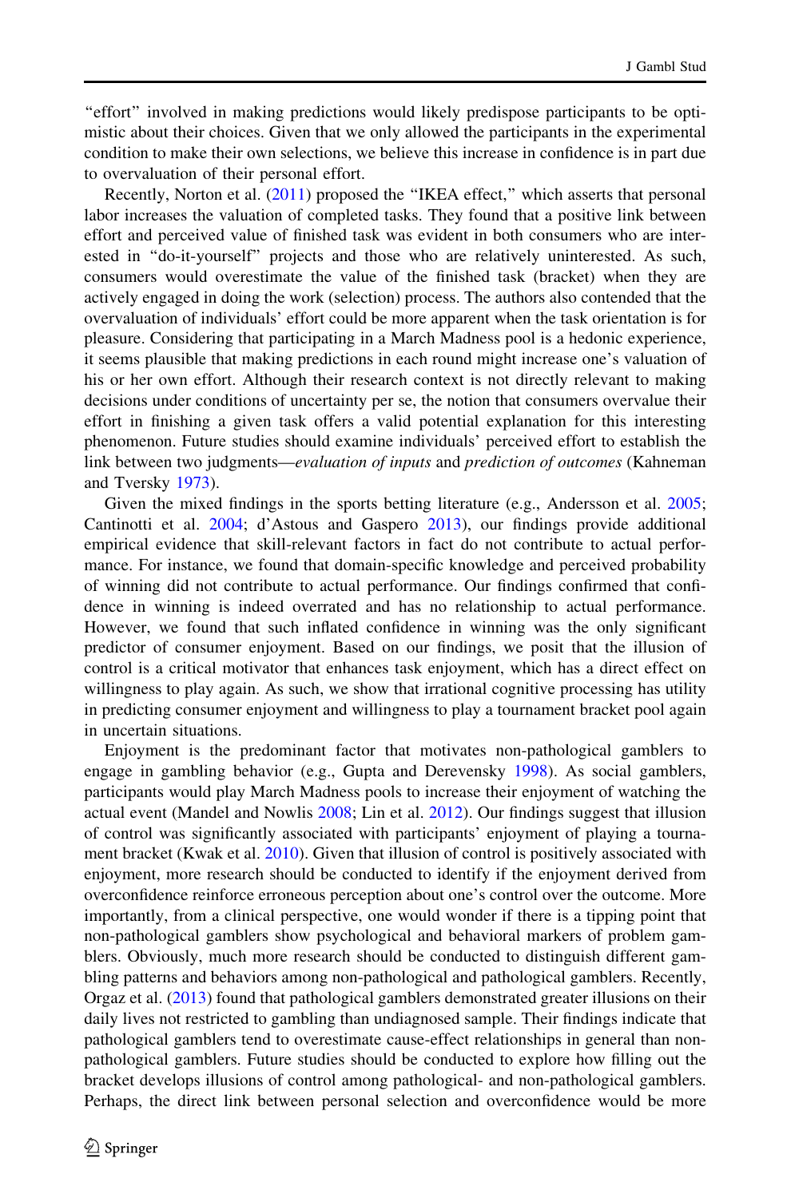"effort" involved in making predictions would likely predispose participants to be optimistic about their choices. Given that we only allowed the participants in the experimental condition to make their own selections, we believe this increase in confidence is in part due to overvaluation of their personal effort.

Recently, Norton et al. (2011) proposed the "IKEA effect," which asserts that personal labor increases the valuation of completed tasks. They found that a positive link between effort and perceived value of finished task was evident in both consumers who are interested in "do-it-yourself" projects and those who are relatively uninterested. As such, consumers would overestimate the value of the finished task (bracket) when they are actively engaged in doing the work (selection) process. The authors also contended that the overvaluation of individuals' effort could be more apparent when the task orientation is for pleasure. Considering that participating in a March Madness pool is a hedonic experience, it seems plausible that making predictions in each round might increase one's valuation of his or her own effort. Although their research context is not directly relevant to making decisions under conditions of uncertainty per se, the notion that consumers overvalue their effort in finishing a given task offers a valid potential explanation for this interesting phenomenon. Future studies should examine individuals' perceived effort to establish the link between two judgments—*evaluation of inputs* and *prediction of outcomes* (Kahneman and Tversky 1973).

Given the mixed findings in the sports betting literature (e.g., Andersson et al. 2005; Cantinotti et al. 2004; d'Astous and Gaspero 2013), our findings provide additional empirical evidence that skill-relevant factors in fact do not contribute to actual performance. For instance, we found that domain-specific knowledge and perceived probability of winning did not contribute to actual performance. Our findings confirmed that confidence in winning is indeed overrated and has no relationship to actual performance. However, we found that such inflated confidence in winning was the only significant predictor of consumer enjoyment. Based on our findings, we posit that the illusion of control is a critical motivator that enhances task enjoyment, which has a direct effect on willingness to play again. As such, we show that irrational cognitive processing has utility in predicting consumer enjoyment and willingness to play a tournament bracket pool again in uncertain situations.

Enjoyment is the predominant factor that motivates non-pathological gamblers to engage in gambling behavior (e.g., Gupta and Derevensky 1998). As social gamblers, participants would play March Madness pools to increase their enjoyment of watching the actual event (Mandel and Nowlis 2008; Lin et al. 2012). Our findings suggest that illusion of control was significantly associated with participants' enjoyment of playing a tournament bracket (Kwak et al. 2010). Given that illusion of control is positively associated with enjoyment, more research should be conducted to identify if the enjoyment derived from overconfidence reinforce erroneous perception about one's control over the outcome. More importantly, from a clinical perspective, one would wonder if there is a tipping point that non-pathological gamblers show psychological and behavioral markers of problem gamblers. Obviously, much more research should be conducted to distinguish different gambling patterns and behaviors among non-pathological and pathological gamblers. Recently, Orgaz et al. (2013) found that pathological gamblers demonstrated greater illusions on their daily lives not restricted to gambling than undiagnosed sample. Their findings indicate that pathological gamblers tend to overestimate cause-effect relationships in general than non-pathological gamblers. Future studies should be conducted to explore how filling out the bracket develops illusions of control among pathological- and non-pathological gamblers. Perhaps, the direct link between personal selection and overconfidence would be more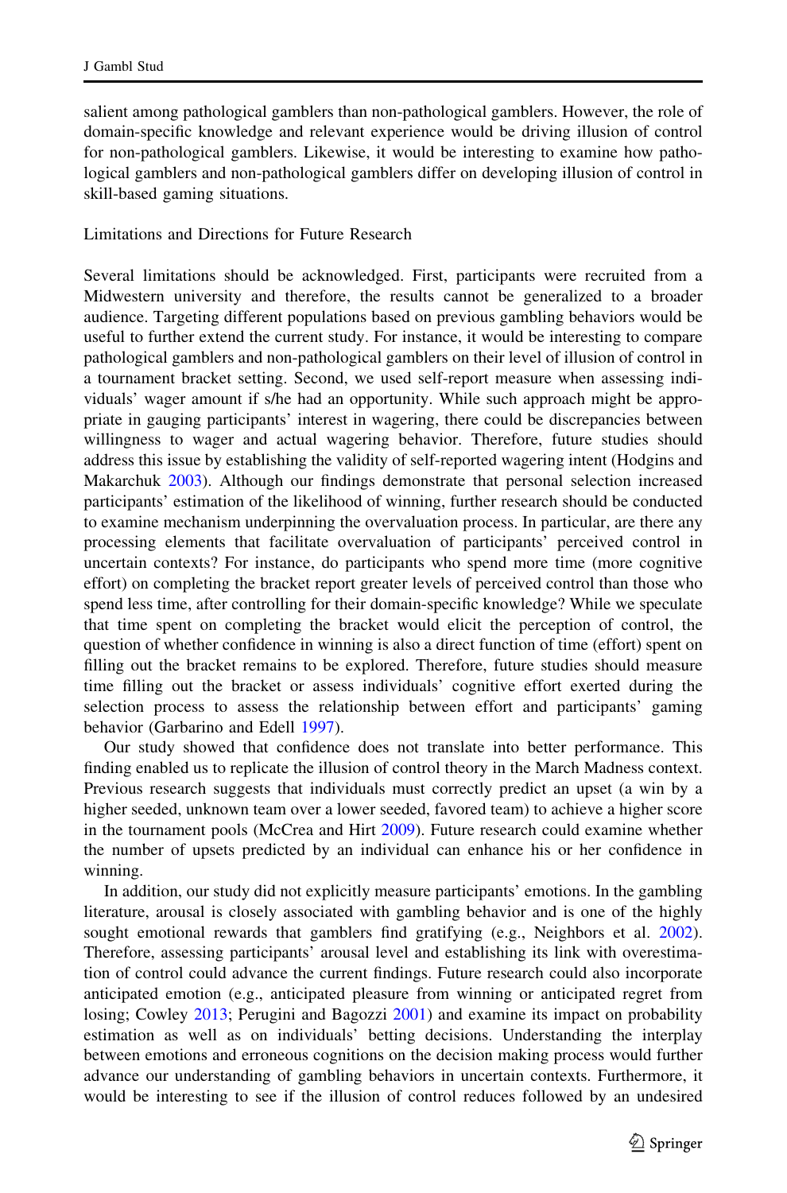salient among pathological gamblers than non-pathological gamblers. However, the role of domain-specific knowledge and relevant experience would be driving illusion of control for non-pathological gamblers. Likewise, it would be interesting to examine how pathological gamblers and non-pathological gamblers differ on developing illusion of control in skill-based gaming situations.

## Limitations and Directions for Future Research

Several limitations should be acknowledged. First, participants were recruited from a Midwestern university and therefore, the results cannot be generalized to a broader audience. Targeting different populations based on previous gambling behaviors would be useful to further extend the current study. For instance, it would be interesting to compare pathological gamblers and non-pathological gamblers on their level of illusion of control in a tournament bracket setting. Second, we used self-report measure when assessing individuals' wager amount if s/he had an opportunity. While such approach might be appropriate in gauging participants' interest in wagering, there could be discrepancies between willingness to wager and actual wagering behavior. Therefore, future studies should address this issue by establishing the validity of self-reported wagering intent (Hodgins and Makarchuk 2003). Although our findings demonstrate that personal selection increased participants' estimation of the likelihood of winning, further research should be conducted to examine mechanism underpinning the overvaluation process. In particular, are there any processing elements that facilitate overvaluation of participants' perceived control in uncertain contexts? For instance, do participants who spend more time (more cognitive effort) on completing the bracket report greater levels of perceived control than those who spend less time, after controlling for their domain-specific knowledge? While we speculate that time spent on completing the bracket would elicit the perception of control, the question of whether confidence in winning is also a direct function of time (effort) spent on filling out the bracket remains to be explored. Therefore, future studies should measure time filling out the bracket or assess individuals' cognitive effort exerted during the selection process to assess the relationship between effort and participants' gaming behavior (Garbarino and Edell 1997).

Our study showed that confidence does not translate into better performance. This finding enabled us to replicate the illusion of control theory in the March Madness context. Previous research suggests that individuals must correctly predict an upset (a win by a higher seeded, unknown team over a lower seeded, favored team) to achieve a higher score in the tournament pools (McCrea and Hirt 2009). Future research could examine whether the number of upsets predicted by an individual can enhance his or her confidence in winning.

In addition, our study did not explicitly measure participants' emotions. In the gambling literature, arousal is closely associated with gambling behavior and is one of the highly sought emotional rewards that gamblers find gratifying (e.g., Neighbors et al. 2002). Therefore, assessing participants' arousal level and establishing its link with overestimation of control could advance the current findings. Future research could also incorporate anticipated emotion (e.g., anticipated pleasure from winning or anticipated regret from losing; Cowley 2013; Perugini and Bagozzi 2001) and examine its impact on probability estimation as well as on individuals' betting decisions. Understanding the interplay between emotions and erroneous cognitions on the decision making process would further advance our understanding of gambling behaviors in uncertain contexts. Furthermore, it would be interesting to see if the illusion of control reduces followed by an undesired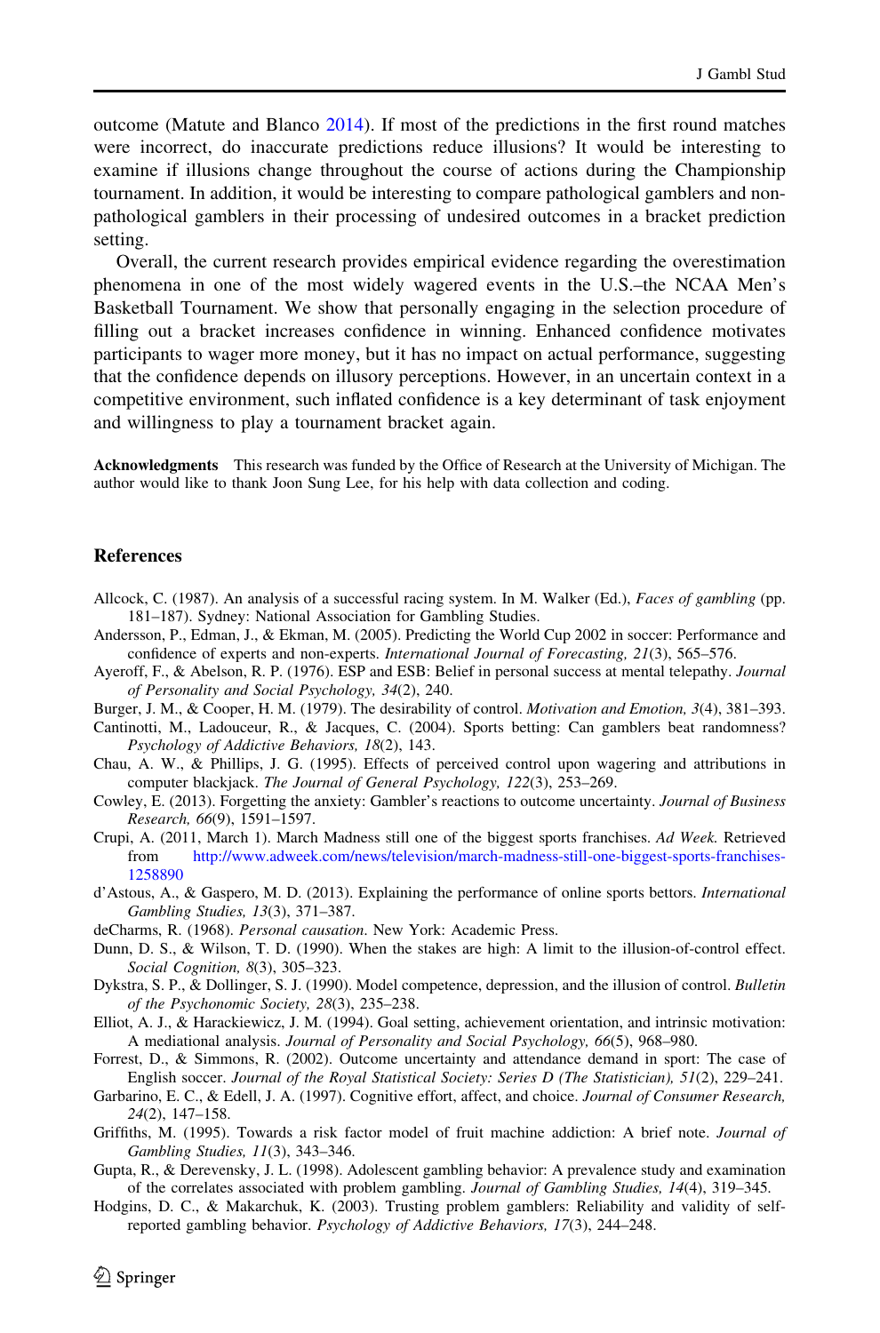outcome (Matute and Blanco 2014). If most of the predictions in the first round matches were incorrect, do inaccurate predictions reduce illusions? It would be interesting to examine if illusions change throughout the course of actions during the Championship tournament. In addition, it would be interesting to compare pathological gamblers and non-pathological gamblers in their processing of undesired outcomes in a bracket prediction setting.

Overall, the current research provides empirical evidence regarding the overestimation phenomena in one of the most widely wagered events in the U.S.–the NCAA Men's Basketball Tournament. We show that personally engaging in the selection procedure of filling out a bracket increases confidence in winning. Enhanced confidence motivates participants to wager more money, but it has no impact on actual performance, suggesting that the confidence depends on illusory perceptions. However, in an uncertain context in a competitive environment, such inflated confidence is a key determinant of task enjoyment and willingness to play a tournament bracket again.

**Acknowledgments** This research was funded by the Office of Research at the University of Michigan. The author would like to thank Joon Sung Lee, for his help with data collection and coding.

## References

Allcock, C. (1987). An analysis of a successful racing system. In M. Walker (Ed.), *Faces of gambling* (pp. 181–187). Sydney: National Association for Gambling Studies.

Andersson, P., Edman, J., & Ekman, M. (2005). Predicting the World Cup 2002 in soccer: Performance and confidence of experts and non-experts. *International Journal of Forecasting, 21*(3), 565–576.

Ayeroff, F., & Abelson, R. P. (1976). ESP and ESB: Belief in personal success at mental telepathy. *Journal of Personality and Social Psychology, 34*(2), 240.

Burger, J. M., & Cooper, H. M. (1979). The desirability of control. *Motivation and Emotion, 3*(4), 381–393.

Cantinotti, M., Ladouceur, R., & Jacques, C. (2004). Sports betting: Can gamblers beat randomness? *Psychology of Addictive Behaviors, 18*(2), 143.

Chau, A. W., & Phillips, J. G. (1995). Effects of perceived control upon wagering and attributions in computer blackjack. *The Journal of General Psychology, 122*(3), 253–269.

Cowley, E. (2013). Forgetting the anxiety: Gambler's reactions to outcome uncertainty. *Journal of Business Research, 66*(9), 1591–1597.

Crupi, A. (2011, March 1). March Madness still one of the biggest sports franchises. *Ad Week*. Retrieved from http://www.adweek.com/news/television/march-madness-still-one-biggest-sports-franchises-1258890

d'Astous, A., & Gaspero, M. D. (2013). Explaining the performance of online sports bettors. *International Gambling Studies, 13*(3), 371–387.

deCharms, R. (1968). *Personal causation*. New York: Academic Press.

Dunn, D. S., & Wilson, T. D. (1990). When the stakes are high: A limit to the illusion-of-control effect. *Social Cognition, 8*(3), 305–323.

Dykstra, S. P., & Dollinger, S. J. (1990). Model competence, depression, and the illusion of control. *Bulletin of the Psychonomic Society, 28*(3), 235–238.

Elliot, A. J., & Harackiewicz, J. M. (1994). Goal setting, achievement orientation, and intrinsic motivation: A mediational analysis. *Journal of Personality and Social Psychology, 66*(5), 968–980.

Forrest, D., & Simmons, R. (2002). Outcome uncertainty and attendance demand in sport: The case of English soccer. *Journal of the Royal Statistical Society: Series D (The Statistician), 51*(2), 229–241.

Garbarino, E. C., & Edell, J. A. (1997). Cognitive effort, affect, and choice. *Journal of Consumer Research, 24*(2), 147–158.

Griffiths, M. (1995). Towards a risk factor model of fruit machine addiction: A brief note. *Journal of Gambling Studies, 11*(3), 343–346.

Gupta, R., & Derevensky, J. L. (1998). Adolescent gambling behavior: A prevalence study and examination of the correlates associated with problem gambling. *Journal of Gambling Studies, 14*(4), 319–345.

Hodgins, D. C., & Makarchuk, K. (2003). Trusting problem gamblers: Reliability and validity of self-reported gambling behavior. *Psychology of Addictive Behaviors, 17*(3), 244–248.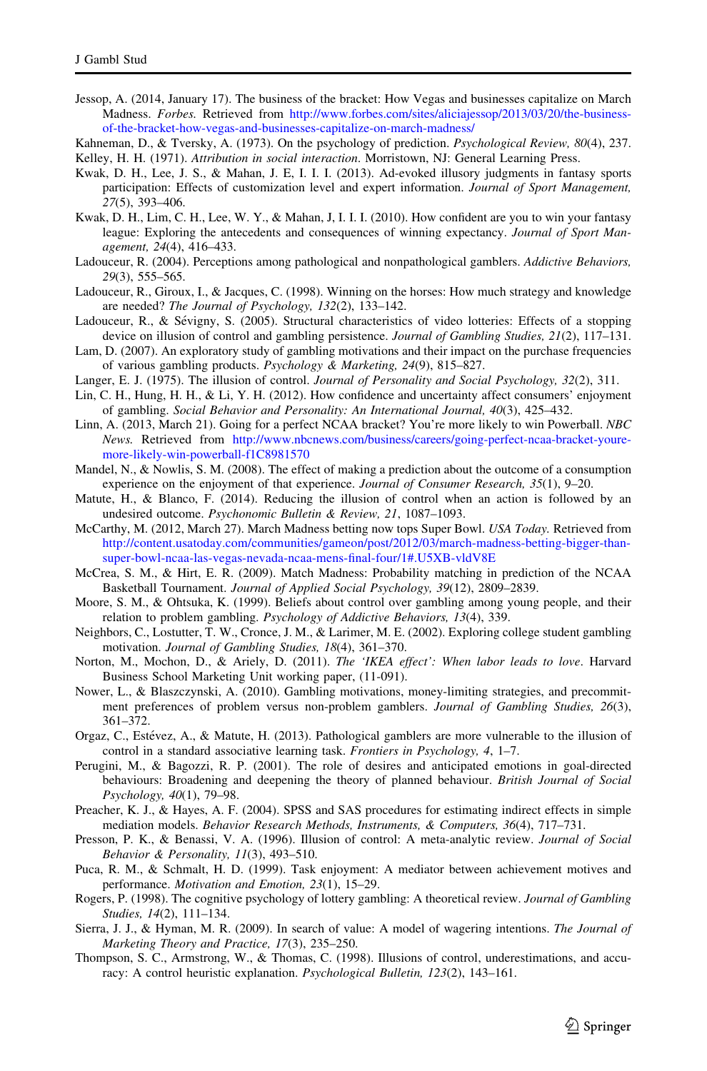Jessop, A. (2014, January 17). The business of the bracket: How Vegas and businesses capitalize on March Madness. *Forbes.* Retrieved from http://www.forbes.com/sites/aliciajessop/2013/03/20/the-business-of-the-bracket-how-vegas-and-businesses-capitalize-on-march-madness/

Kahneman, D., & Tversky, A. (1973). On the psychology of prediction. *Psychological Review, 80*(4), 237.

Kelley, H. H. (1971). *Attribution in social interaction*. Morristown, NJ: General Learning Press.

Kwak, D. H., Lee, J. S., & Mahan, J. E, I. I. I. (2013). Ad-evoked illusory judgments in fantasy sports participation: Effects of customization level and expert information. *Journal of Sport Management, 27*(5), 393–406.

Kwak, D. H., Lim, C. H., Lee, W. Y., & Mahan, J, I. I. I. (2010). How confident are you to win your fantasy league: Exploring the antecedents and consequences of winning expectancy. *Journal of Sport Management, 24*(4), 416–433.

Ladouceur, R. (2004). Perceptions among pathological and nonpathological gamblers. *Addictive Behaviors, 29*(3), 555–565.

Ladouceur, R., Giroux, I., & Jacques, C. (1998). Winning on the horses: How much strategy and knowledge are needed? *The Journal of Psychology, 132*(2), 133–142.

Ladouceur, R., & Sévigny, S. (2005). Structural characteristics of video lotteries: Effects of a stopping device on illusion of control and gambling persistence. *Journal of Gambling Studies, 21*(2), 117–131.

Lam, D. (2007). An exploratory study of gambling motivations and their impact on the purchase frequencies of various gambling products. *Psychology & Marketing, 24*(9), 815–827.

Langer, E. J. (1975). The illusion of control. *Journal of Personality and Social Psychology, 32*(2), 311.

Lin, C. H., Hung, H. H., & Li, Y. H. (2012). How confidence and uncertainty affect consumers' enjoyment of gambling. *Social Behavior and Personality: An International Journal, 40*(3), 425–432.

Linn, A. (2013, March 21). Going for a perfect NCAA bracket? You're more likely to win Powerball. *NBC News.* Retrieved from http://www.nbcnews.com/business/careers/going-perfect-ncaa-bracket-youre-more-likely-win-powerball-f1C8981570

Mandel, N., & Nowlis, S. M. (2008). The effect of making a prediction about the outcome of a consumption experience on the enjoyment of that experience. *Journal of Consumer Research, 35*(1), 9–20.

Matute, H., & Blanco, F. (2014). Reducing the illusion of control when an action is followed by an undesired outcome. *Psychonomic Bulletin & Review, 21*, 1087–1093.

McCarthy, M. (2012, March 27). March Madness betting now tops Super Bowl. *USA Today.* Retrieved from http://content.usatoday.com/communities/gameon/post/2012/03/march-madness-betting-bigger-than-super-bowl-ncaa-las-vegas-nevada-ncaa-mens-final-four/1#.U5XB-vldV8E

McCrea, S. M., & Hirt, E. R. (2009). Match Madness: Probability matching in prediction of the NCAA Basketball Tournament. *Journal of Applied Social Psychology, 39*(12), 2809–2839.

Moore, S. M., & Ohtsuka, K. (1999). Beliefs about control over gambling among young people, and their relation to problem gambling. *Psychology of Addictive Behaviors, 13*(4), 339.

Neighbors, C., Lostutter, T. W., Cronce, J. M., & Larimer, M. E. (2002). Exploring college student gambling motivation. *Journal of Gambling Studies, 18*(4), 361–370.

Norton, M., Mochon, D., & Ariely, D. (2011). *The 'IKEA effect': When labor leads to love*. Harvard Business School Marketing Unit working paper, (11-091).

Nower, L., & Blaszczynski, A. (2010). Gambling motivations, money-limiting strategies, and precommitment preferences of problem versus non-problem gamblers. *Journal of Gambling Studies, 26*(3), 361–372.

Orgaz, C., Estévez, A., & Matute, H. (2013). Pathological gamblers are more vulnerable to the illusion of control in a standard associative learning task. *Frontiers in Psychology, 4*, 1–7.

Perugini, M., & Bagozzi, R. P. (2001). The role of desires and anticipated emotions in goal-directed behaviours: Broadening and deepening the theory of planned behaviour. *British Journal of Social Psychology, 40*(1), 79–98.

Preacher, K. J., & Hayes, A. F. (2004). SPSS and SAS procedures for estimating indirect effects in simple mediation models. *Behavior Research Methods, Instruments, & Computers, 36*(4), 717–731.

Presson, P. K., & Benassi, V. A. (1996). Illusion of control: A meta-analytic review. *Journal of Social Behavior & Personality, 11*(3), 493–510.

Puca, R. M., & Schmalt, H. D. (1999). Task enjoyment: A mediator between achievement motives and performance. *Motivation and Emotion, 23*(1), 15–29.

Rogers, P. (1998). The cognitive psychology of lottery gambling: A theoretical review. *Journal of Gambling Studies, 14*(2), 111–134.

Sierra, J. J., & Hyman, M. R. (2009). In search of value: A model of wagering intentions. *The Journal of Marketing Theory and Practice, 17*(3), 235–250.

Thompson, S. C., Armstrong, W., & Thomas, C. (1998). Illusions of control, underestimations, and accuracy: A control heuristic explanation. *Psychological Bulletin, 123*(2), 143–161.